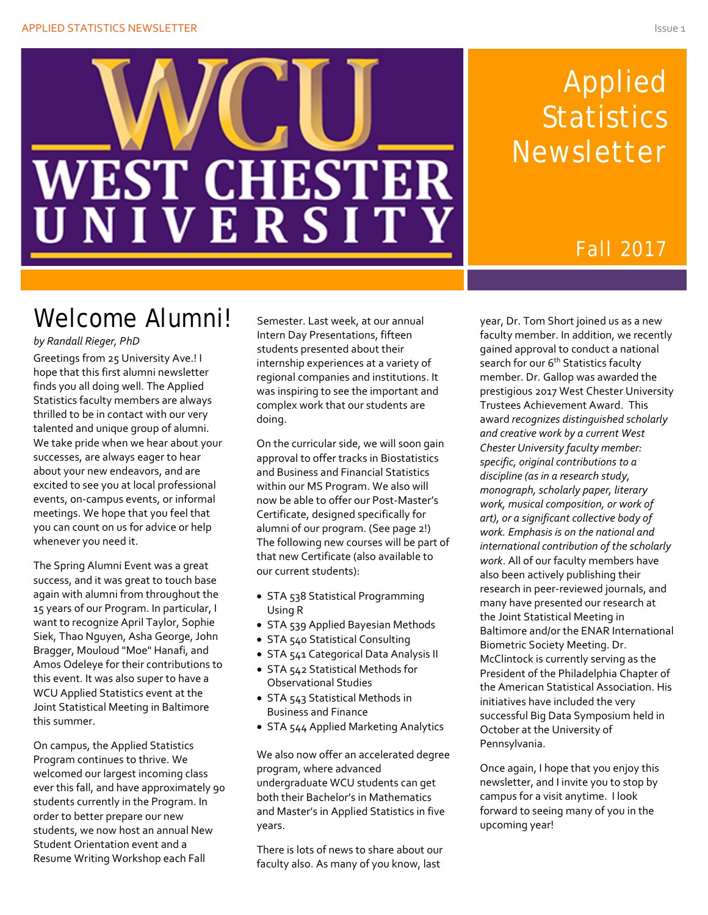# Applied Statistics Newsletter

Fall 2017

## Welcome Alumni!

*by Randall Rieger, PhD*

Greetings from 25 University Ave.! I hope that this first alumni newsletter finds you all doing well. The Applied Statistics faculty members are always thrilled to be in contact with our very talented and unique group of alumni. We take pride when we hear about your successes, are always eager to hear about your new endeavors, and are excited to see you at local professional events, on-campus events, or informal meetings. We hope that you feel that you can count on us for advice or help whenever you need it.

The Spring Alumni Event was a great success, and it was great to touch base again with alumni from throughout the 15 years of our Program. In particular, I want to recognize April Taylor, Sophie Siek, Thao Nguyen, Asha George, John Bragger, Mouloud "Moe" Hanafi, and Amos Odeleye for their contributions to this event. It was also super to have a WCU Applied Statistics event at the Joint Statistical Meeting in Baltimore this summer.

On campus, the Applied Statistics Program continues to thrive. We welcomed our largest incoming class ever this fall, and have approximately 90 students currently in the Program. In order to better prepare our new students, we now host an annual New Student Orientation event and a Resume Writing Workshop each Fall Semester. Last week, at our annual Intern Day Presentations, fifteen students presented about their internship experiences at a variety of regional companies and institutions. It was inspiring to see the important and complex work that our students are doing.

On the curricular side, we will soon gain approval to offer tracks in Biostatistics and Business and Financial Statistics within our MS Program. We also will now be able to offer our Post-Master's Certificate, designed specifically for alumni of our program. (See page 2!) The following new courses will be part of that new Certificate (also available to our current students):

- STA 538 Statistical Programming Using R
- STA 539 Applied Bayesian Methods
- STA 540 Statistical Consulting
- STA 541 Categorical Data Analysis II
- STA 542 Statistical Methods for Observational Studies
- STA 543 Statistical Methods in Business and Finance
- STA 544 Applied Marketing Analytics

We also now offer an accelerated degree program, where advanced undergraduate WCU students can get both their Bachelor's in Mathematics and Master's in Applied Statistics in five years.

There is lots of news to share about our faculty also. As many of you know, last year, Dr. Tom Short joined us as a new faculty member. In addition, we recently gained approval to conduct a national search for our 6th Statistics faculty member. Dr. Gallop was awarded the prestigious 2017 West Chester University Trustees Achievement Award. This award *recognizes distinguished scholarly and creative work by a current West Chester University faculty member: specific, original contributions to a discipline (as in a research study, monograph, scholarly paper, literary work, musical composition, or work of art), or a significant collective body of work. Emphasis is on the national and international contribution of the scholarly work*. All of our faculty members have also been actively publishing their research in peer-reviewed journals, and many have presented our research at the Joint Statistical Meeting in Baltimore and/or the ENAR International Biometric Society Meeting. Dr. McClintock is currently serving as the President of the Philadelphia Chapter of the American Statistical Association. His initiatives have included the very successful Big Data Symposium held in October at the University of Pennsylvania.

Once again, I hope that you enjoy this newsletter, and I invite you to stop by campus for a visit anytime. I look forward to seeing many of you in the upcoming year!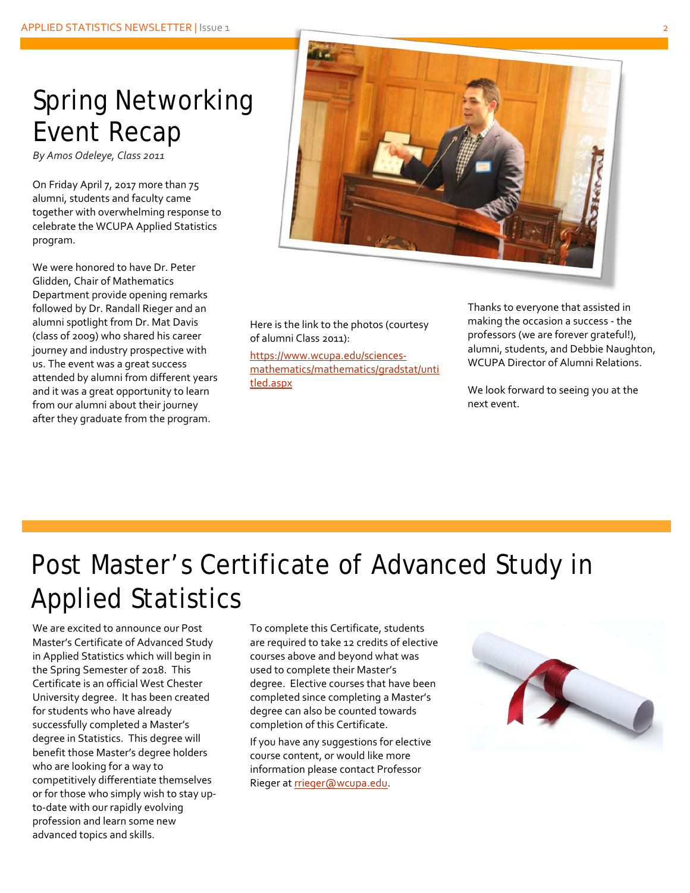# Spring Networking Event Recap

*By Amos Odeleye, Class 2011*

On Friday April 7, 2017 more than 75 alumni, students and faculty came together with overwhelming response to celebrate the WCUPA Applied Statistics program.

We were honored to have Dr. Peter Glidden, Chair of Mathematics Department provide opening remarks followed by Dr. Randall Rieger and an alumni spotlight from Dr. Mat Davis (class of 2009) who shared his career journey and industry prospective with us. The event was a great success attended by alumni from different years and it was a great opportunity to learn from our alumni about their journey after they graduate from the program.

Here is the link to the photos (courtesy of alumni Class 2011):

[https://www.wcupa.edu/sciences-mathematics/mathematics/gradstat/untitled.aspx](https://www.wcupa.edu/sciences-mathematics/mathematics/gradstat/untitled.aspx)

Thanks to everyone that assisted in making the occasion a success - the professors (we are forever grateful!), alumni, students, and Debbie Naughton, WCUPA Director of Alumni Relations.

We look forward to seeing you at the next event.

# Post Master's Certificate of Advanced Study in Applied Statistics

We are excited to announce our Post Master's Certificate of Advanced Study in Applied Statistics which will begin in the Spring Semester of 2018. This Certificate is an official West Chester University degree. It has been created for students who have already successfully completed a Master's degree in Statistics. This degree will benefit those Master's degree holders who are looking for a way to competitively differentiate themselves or for those who simply wish to stay up-to-date with our rapidly evolving profession and learn some new advanced topics and skills.

To complete this Certificate, students are required to take 12 credits of elective courses above and beyond what was used to complete their Master's degree. Elective courses that have been completed since completing a Master's degree can also be counted towards completion of this Certificate.

If you have any suggestions for elective course content, or would like more information please contact Professor Rieger at [rrieger@wcupa.edu](mailto:rrieger@wcupa.edu).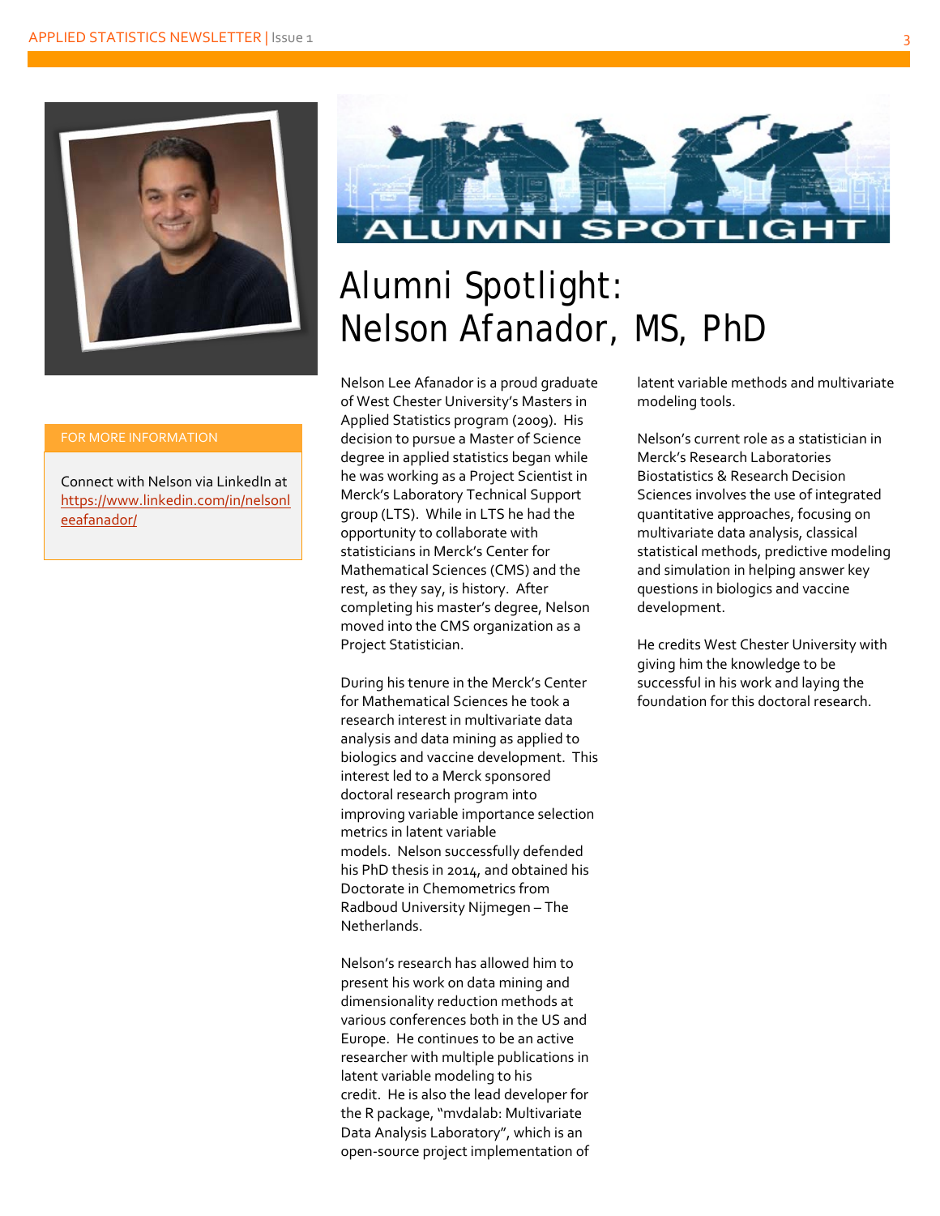# Alumni Spotlight: Nelson Afanador, MS, PhD

Nelson Lee Afanador is a proud graduate of West Chester University's Masters in Applied Statistics program (2009). His decision to pursue a Master of Science degree in applied statistics began while he was working as a Project Scientist in Merck's Laboratory Technical Support group (LTS). While in LTS he had the opportunity to collaborate with statisticians in Merck's Center for Mathematical Sciences (CMS) and the rest, as they say, is history. After completing his master's degree, Nelson moved into the CMS organization as a Project Statistician.

During his tenure in the Merck's Center for Mathematical Sciences he took a research interest in multivariate data analysis and data mining as applied to biologics and vaccine development. This interest led to a Merck sponsored doctoral research program into improving variable importance selection metrics in latent variable models. Nelson successfully defended his PhD thesis in 2014, and obtained his Doctorate in Chemometrics from Radboud University Nijmegen – The Netherlands.

Nelson's research has allowed him to present his work on data mining and dimensionality reduction methods at various conferences both in the US and Europe. He continues to be an active researcher with multiple publications in latent variable modeling to his credit. He is also the lead developer for the R package, "mvdalab: Multivariate Data Analysis Laboratory", which is an open-source project implementation of latent variable methods and multivariate modeling tools.

Nelson's current role as a statistician in Merck's Research Laboratories Biostatistics & Research Decision Sciences involves the use of integrated quantitative approaches, focusing on multivariate data analysis, classical statistical methods, predictive modeling and simulation in helping answer key questions in biologics and vaccine development.

He credits West Chester University with giving him the knowledge to be successful in his work and laying the foundation for this doctoral research.

## FOR MORE INFORMATION

Connect with Nelson via LinkedIn at https://www.linkedin.com/in/nelsonleeafanador/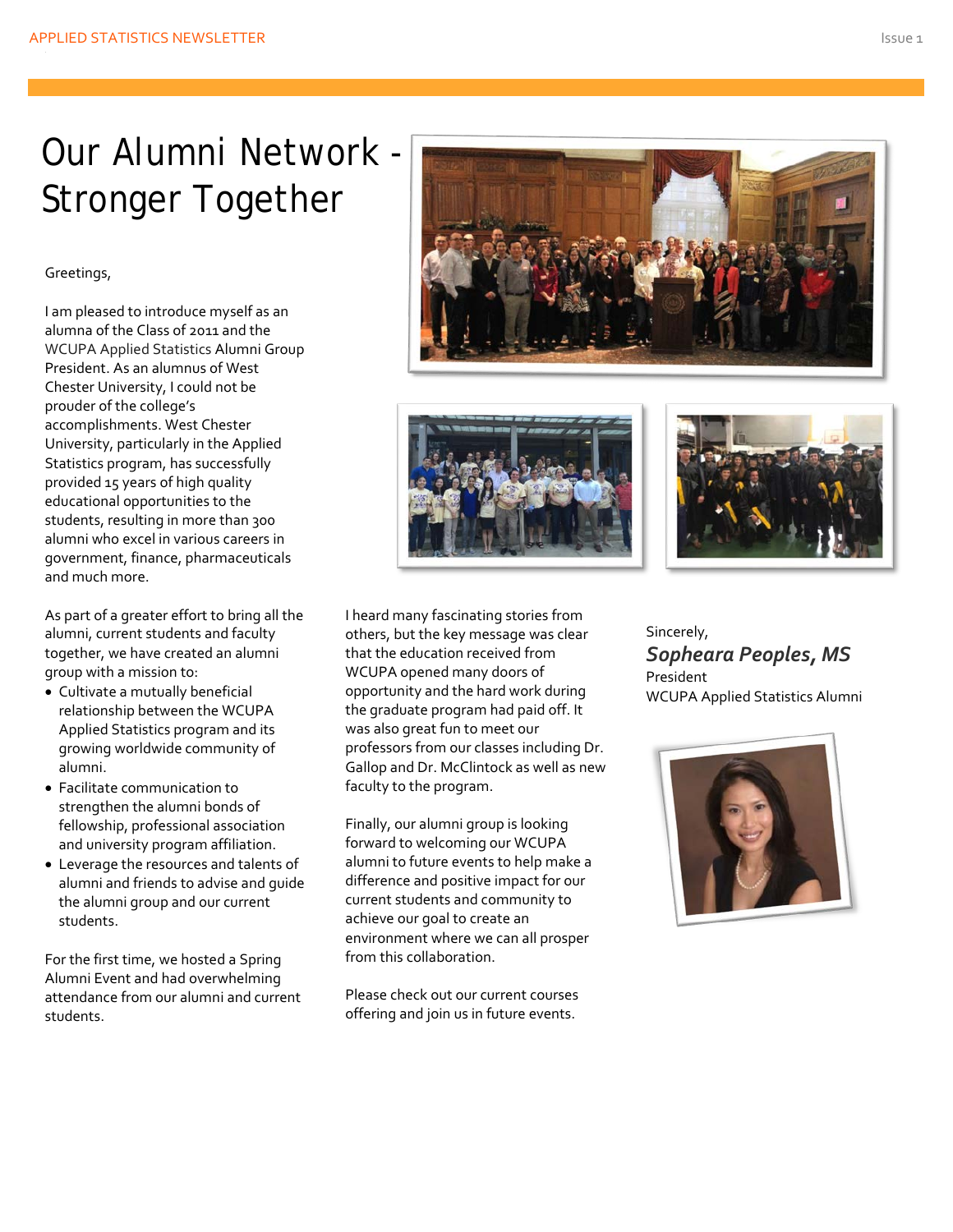# Our Alumni Network - Stronger Together

Greetings,

I am pleased to introduce myself as an alumna of the Class of 2011 and the WCUPA Applied Statistics Alumni Group President. As an alumnus of West Chester University, I could not be prouder of the college's accomplishments. West Chester University, particularly in the Applied Statistics program, has successfully provided 15 years of high quality educational opportunities to the students, resulting in more than 300 alumni who excel in various careers in government, finance, pharmaceuticals and much more.

As part of a greater effort to bring all the alumni, current students and faculty together, we have created an alumni group with a mission to:

- Cultivate a mutually beneficial relationship between the WCUPA Applied Statistics program and its growing worldwide community of alumni.
- Facilitate communication to strengthen the alumni bonds of fellowship, professional association and university program affiliation.
- Leverage the resources and talents of alumni and friends to advise and guide the alumni group and our current students.

For the first time, we hosted a Spring Alumni Event and had overwhelming attendance from our alumni and current students.

I heard many fascinating stories from others, but the key message was clear that the education received from WCUPA opened many doors of opportunity and the hard work during the graduate program had paid off. It was also great fun to meet our professors from our classes including Dr. Gallop and Dr. McClintock as well as new faculty to the program.

Finally, our alumni group is looking forward to welcoming our WCUPA alumni to future events to help make a difference and positive impact for our current students and community to achieve our goal to create an environment where we can all prosper from this collaboration.

Please check out our current courses offering and join us in future events.

Sincerely,

***Sopheara Peoples, MS***

President

WCUPA Applied Statistics Alumni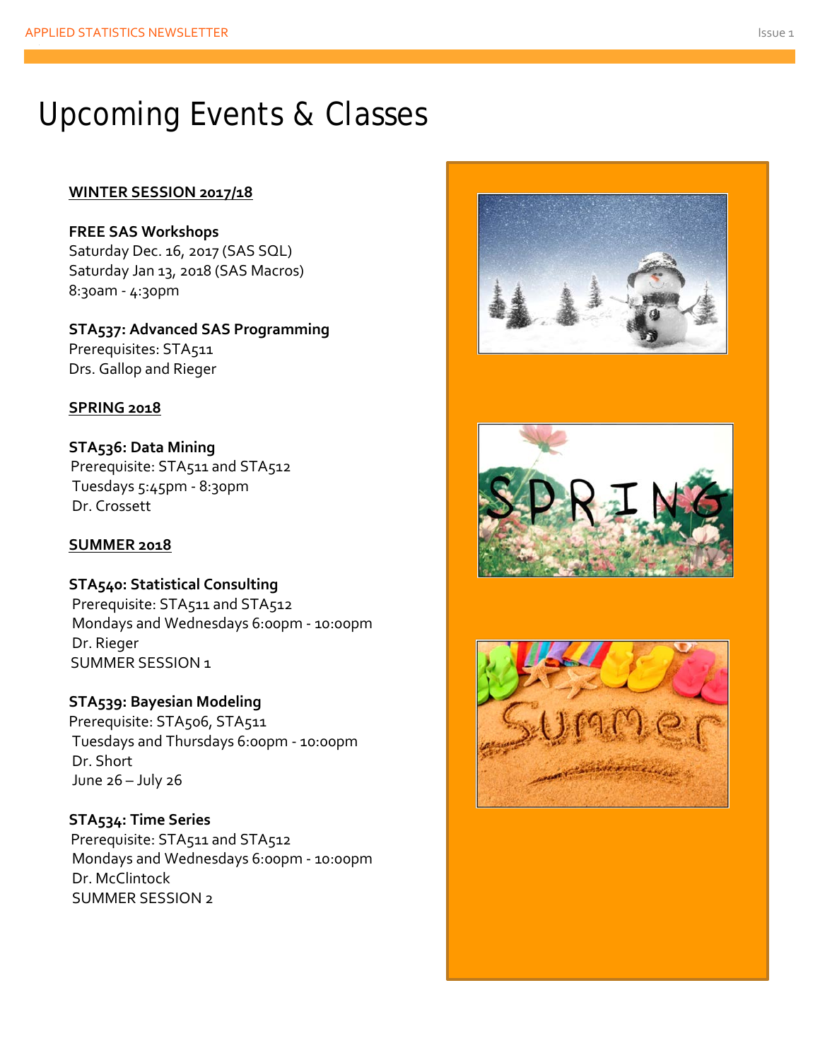# Upcoming Events & Classes

**WINTER SESSION 2017/18**

**FREE SAS Workshops**
Saturday Dec. 16, 2017 (SAS SQL)
Saturday Jan 13, 2018 (SAS Macros)
8:30am - 4:30pm

**STA537: Advanced SAS Programming**
Prerequisites: STA511
Drs. Gallop and Rieger

**SPRING 2018**

**STA536: Data Mining**
Prerequisite: STA511 and STA512
Tuesdays 5:45pm - 8:30pm
Dr. Crossett

**SUMMER 2018**

**STA540: Statistical Consulting**
Prerequisite: STA511 and STA512
Mondays and Wednesdays 6:00pm - 10:00pm
Dr. Rieger
SUMMER SESSION 1

**STA539: Bayesian Modeling**
Prerequisite: STA506, STA511
Tuesdays and Thursdays 6:00pm - 10:00pm
Dr. Short
June 26 – July 26

**STA534: Time Series**
Prerequisite: STA511 and STA512
Mondays and Wednesdays 6:00pm - 10:00pm
Dr. McClintock
SUMMER SESSION 2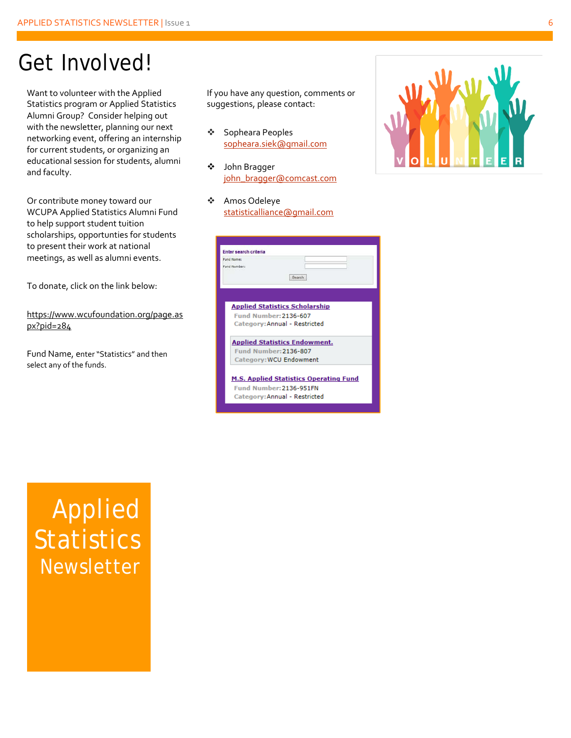# Get Involved!

Want to volunteer with the Applied Statistics program or Applied Statistics Alumni Group? Consider helping out with the newsletter, planning our next networking event, offering an internship for current students, or organizing an educational session for students, alumni and faculty.

Or contribute money toward our WCUPA Applied Statistics Alumni Fund to help support student tuition scholarships, opportunities for students to present their work at national meetings, as well as alumni events.

To donate, click on the link below:

https://www.wcufoundation.org/page.aspx?pid=284

Fund Name, enter "Statistics" and then select any of the funds.

If you have any question, comments or suggestions, please contact:

- Sopheara Peoples
  sopheara.siek@gmail.com
- John Bragger
  john_bragger@comcast.com
- Amos Odeleye
  statisticalliance@gmail.com

Enter search criteria

Fund Name:

Fund Number:

Search

**Applied Statistics Scholarship**
Fund Number: 2136-607
Category: Annual - Restricted

**Applied Statistics Endowment.**
Fund Number: 2136-807
Category: WCU Endowment

**M.S. Applied Statistics Operating Fund**
Fund Number: 2136-951FN
Category: Annual - Restricted

Applied Statistics Newsletter